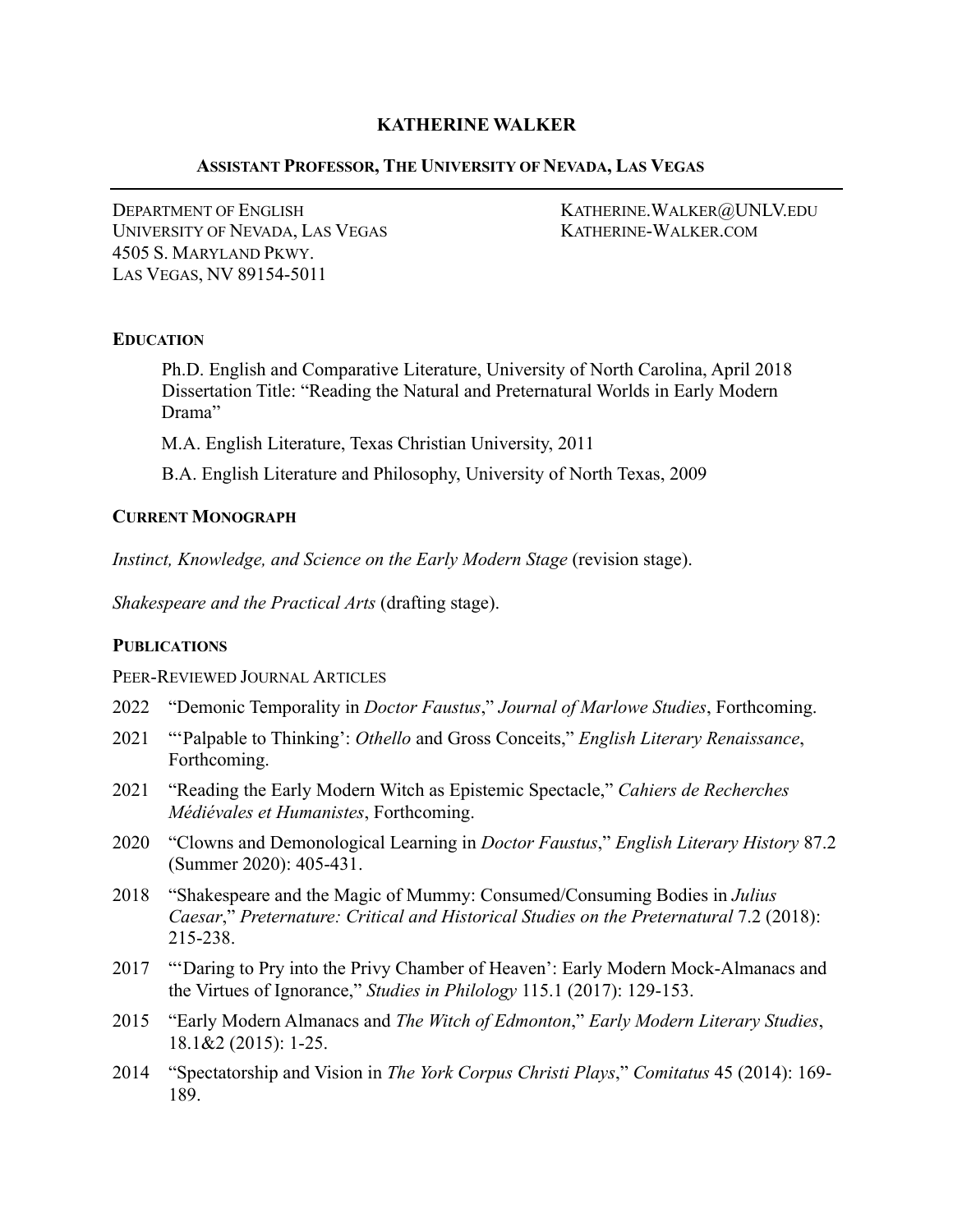# KATHERINE WALKER

## ASSISTANT PROFESSOR, THE UNIVERSITY OF NEVADA, LAS VEGAS

DEPARTMENT OF ENGLISH
UNIVERSITY OF NEVADA, LAS VEGAS
4505 S. MARYLAND PKWY.
LAS VEGAS, NV 89154-5011

KATHERINE.WALKER@UNLV.EDU
KATHERINE-WALKER.COM

### EDUCATION

Ph.D. English and Comparative Literature, University of North Carolina, April 2018
Dissertation Title: "Reading the Natural and Preternatural Worlds in Early Modern Drama"

M.A. English Literature, Texas Christian University, 2011

B.A. English Literature and Philosophy, University of North Texas, 2009

### CURRENT MONOGRAPH

*Instinct, Knowledge, and Science on the Early Modern Stage* (revision stage).

*Shakespeare and the Practical Arts* (drafting stage).

### PUBLICATIONS

PEER-REVIEWED JOURNAL ARTICLES

2022 "Demonic Temporality in *Doctor Faustus*," *Journal of Marlowe Studies*, Forthcoming.

2021 "'Palpable to Thinking': *Othello* and Gross Conceits," *English Literary Renaissance*, Forthcoming.

2021 "Reading the Early Modern Witch as Epistemic Spectacle," *Cahiers de Recherches Médiévales et Humanistes*, Forthcoming.

2020 "Clowns and Demonological Learning in *Doctor Faustus*," *English Literary History* 87.2 (Summer 2020): 405-431.

2018 "Shakespeare and the Magic of Mummy: Consumed/Consuming Bodies in *Julius Caesar*," *Preternature: Critical and Historical Studies on the Preternatural* 7.2 (2018): 215-238.

2017 "'Daring to Pry into the Privy Chamber of Heaven': Early Modern Mock-Almanacs and the Virtues of Ignorance," *Studies in Philology* 115.1 (2017): 129-153.

2015 "Early Modern Almanacs and *The Witch of Edmonton*," *Early Modern Literary Studies*, 18.1&2 (2015): 1-25.

2014 "Spectatorship and Vision in *The York Corpus Christi Plays*," *Comitatus* 45 (2014): 169-189.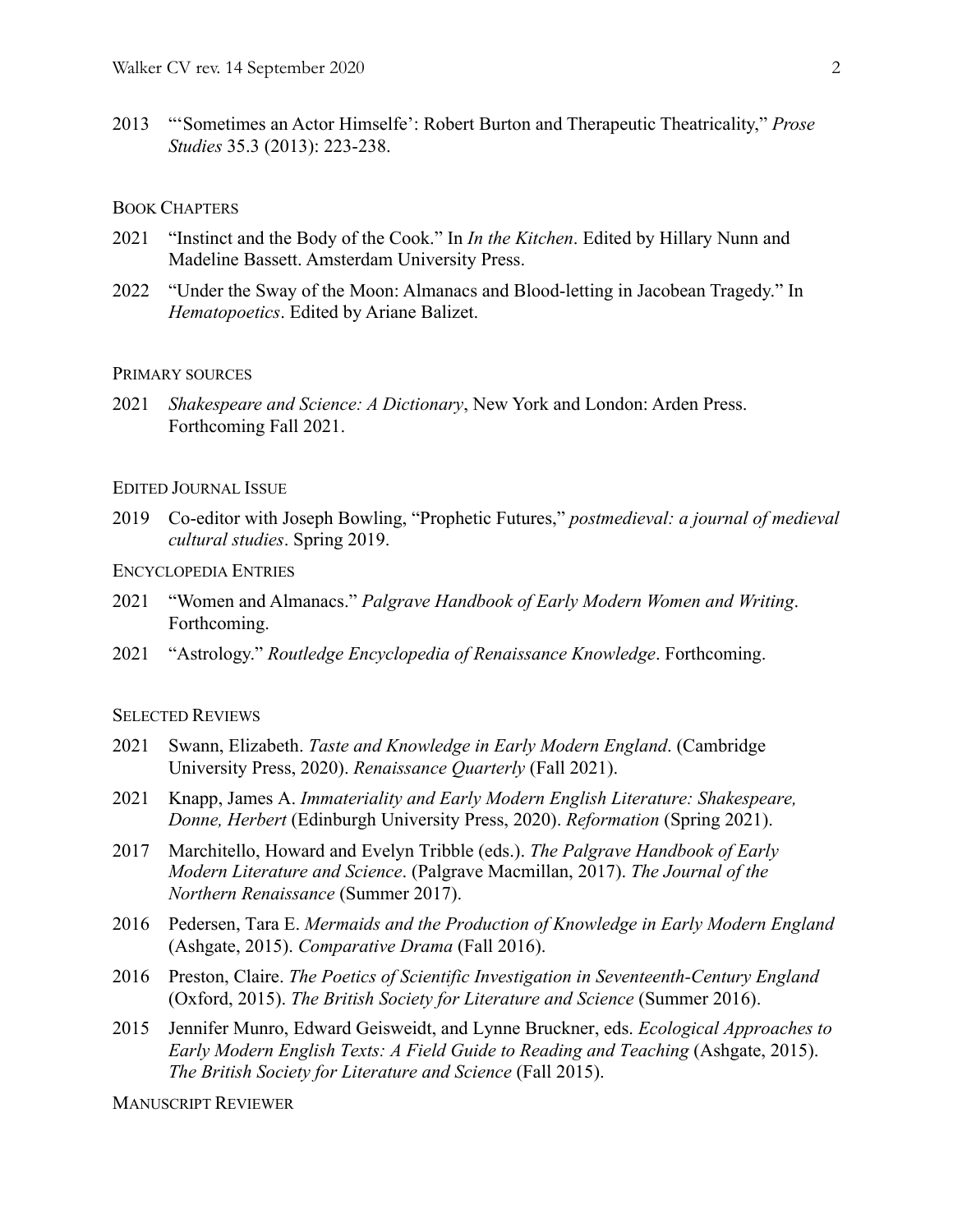2013 "'Sometimes an Actor Himselfe': Robert Burton and Therapeutic Theatricality," *Prose Studies* 35.3 (2013): 223-238.

### BOOK CHAPTERS

2021 "Instinct and the Body of the Cook." In *In the Kitchen*. Edited by Hillary Nunn and Madeline Bassett. Amsterdam University Press.

2022 "Under the Sway of the Moon: Almanacs and Blood-letting in Jacobean Tragedy." In *Hematopoetics*. Edited by Ariane Balizet.

### PRIMARY SOURCES

2021 *Shakespeare and Science: A Dictionary*, New York and London: Arden Press. Forthcoming Fall 2021.

### EDITED JOURNAL ISSUE

2019 Co-editor with Joseph Bowling, "Prophetic Futures," *postmedieval: a journal of medieval cultural studies*. Spring 2019.

### ENCYCLOPEDIA ENTRIES

2021 "Women and Almanacs." *Palgrave Handbook of Early Modern Women and Writing*. Forthcoming.

2021 "Astrology." *Routledge Encyclopedia of Renaissance Knowledge*. Forthcoming.

### SELECTED REVIEWS

2021 Swann, Elizabeth. *Taste and Knowledge in Early Modern England*. (Cambridge University Press, 2020). *Renaissance Quarterly* (Fall 2021).

2021 Knapp, James A. *Immateriality and Early Modern English Literature: Shakespeare, Donne, Herbert* (Edinburgh University Press, 2020). *Reformation* (Spring 2021).

2017 Marchitello, Howard and Evelyn Tribble (eds.). *The Palgrave Handbook of Early Modern Literature and Science*. (Palgrave Macmillan, 2017). *The Journal of the Northern Renaissance* (Summer 2017).

2016 Pedersen, Tara E. *Mermaids and the Production of Knowledge in Early Modern England* (Ashgate, 2015). *Comparative Drama* (Fall 2016).

2016 Preston, Claire. *The Poetics of Scientific Investigation in Seventeenth-Century England* (Oxford, 2015). *The British Society for Literature and Science* (Summer 2016).

2015 Jennifer Munro, Edward Geisweidt, and Lynne Bruckner, eds. *Ecological Approaches to Early Modern English Texts: A Field Guide to Reading and Teaching* (Ashgate, 2015). *The British Society for Literature and Science* (Fall 2015).

### MANUSCRIPT REVIEWER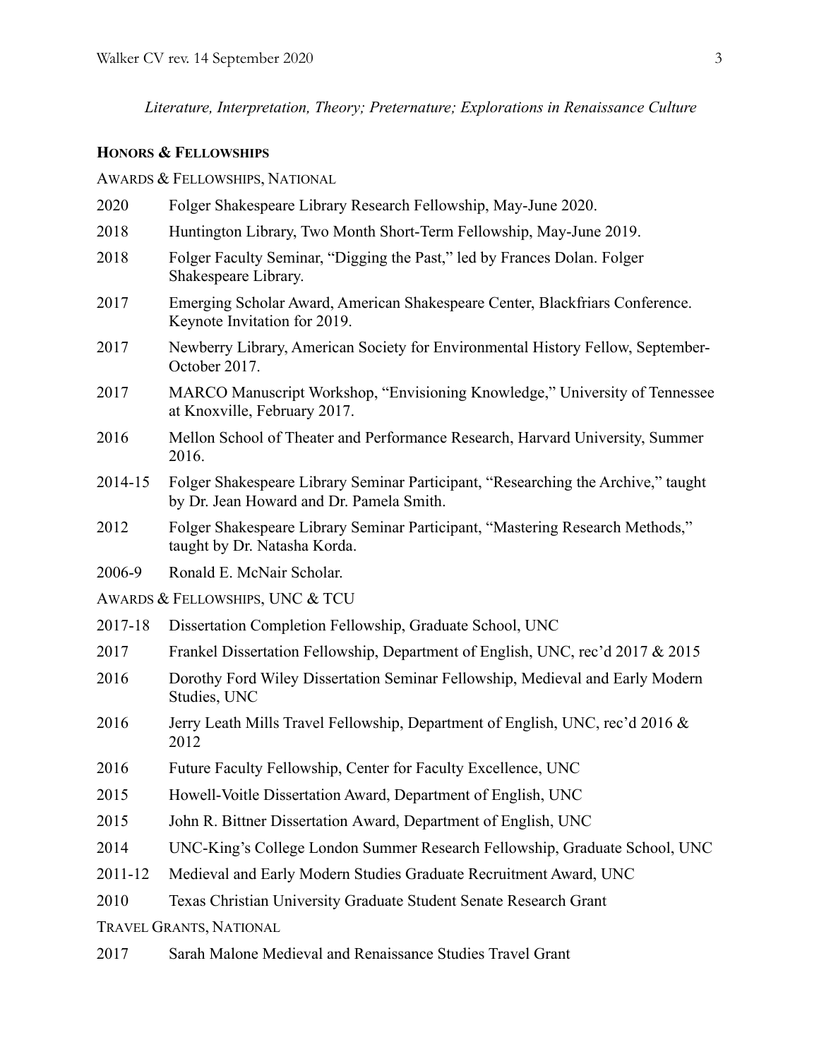*Literature, Interpretation, Theory; Preternature; Explorations in Renaissance Culture*

## **HONORS & FELLOWSHIPS**

AWARDS & FELLOWSHIPS, NATIONAL

| | |
|---|---|
| 2020 | Folger Shakespeare Library Research Fellowship, May-June 2020. |
| 2018 | Huntington Library, Two Month Short-Term Fellowship, May-June 2019. |
| 2018 | Folger Faculty Seminar, "Digging the Past," led by Frances Dolan. Folger Shakespeare Library. |
| 2017 | Emerging Scholar Award, American Shakespeare Center, Blackfriars Conference. Keynote Invitation for 2019. |
| 2017 | Newberry Library, American Society for Environmental History Fellow, September-October 2017. |
| 2017 | MARCO Manuscript Workshop, "Envisioning Knowledge," University of Tennessee at Knoxville, February 2017. |
| 2016 | Mellon School of Theater and Performance Research, Harvard University, Summer 2016. |
| 2014-15 | Folger Shakespeare Library Seminar Participant, "Researching the Archive," taught by Dr. Jean Howard and Dr. Pamela Smith. |
| 2012 | Folger Shakespeare Library Seminar Participant, "Mastering Research Methods," taught by Dr. Natasha Korda. |
| 2006-9 | Ronald E. McNair Scholar. |

AWARDS & FELLOWSHIPS, UNC & TCU

| | |
|---|---|
| 2017-18 | Dissertation Completion Fellowship, Graduate School, UNC |
| 2017 | Frankel Dissertation Fellowship, Department of English, UNC, rec'd 2017 & 2015 |
| 2016 | Dorothy Ford Wiley Dissertation Seminar Fellowship, Medieval and Early Modern Studies, UNC |
| 2016 | Jerry Leath Mills Travel Fellowship, Department of English, UNC, rec'd 2016 & 2012 |
| 2016 | Future Faculty Fellowship, Center for Faculty Excellence, UNC |
| 2015 | Howell-Voitle Dissertation Award, Department of English, UNC |
| 2015 | John R. Bittner Dissertation Award, Department of English, UNC |
| 2014 | UNC-King's College London Summer Research Fellowship, Graduate School, UNC |
| 2011-12 | Medieval and Early Modern Studies Graduate Recruitment Award, UNC |
| 2010 | Texas Christian University Graduate Student Senate Research Grant |

TRAVEL GRANTS, NATIONAL

| | |
|---|---|
| 2017 | Sarah Malone Medieval and Renaissance Studies Travel Grant |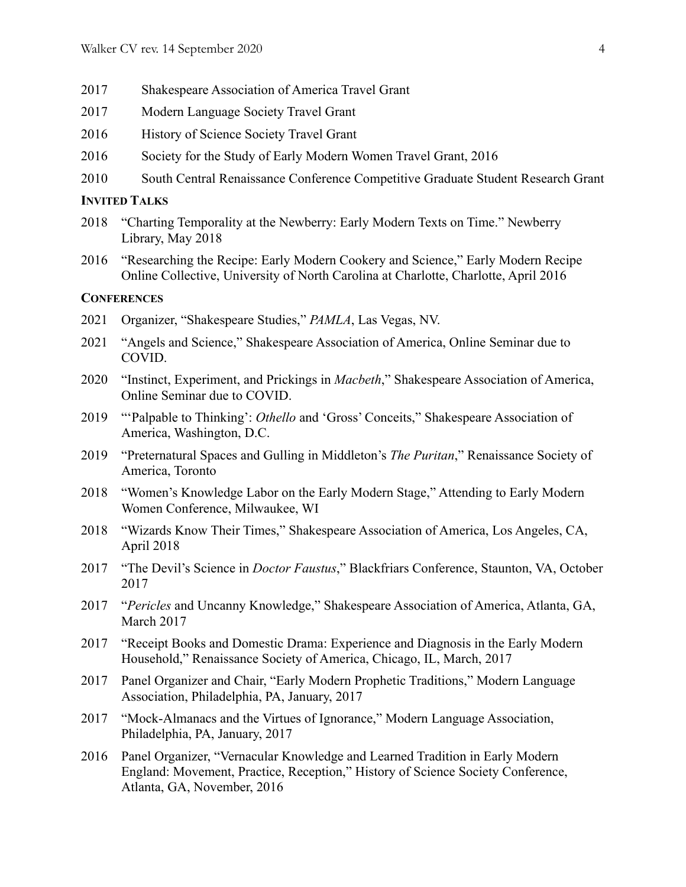2017 Shakespeare Association of America Travel Grant

2017 Modern Language Society Travel Grant

2016 History of Science Society Travel Grant

2016 Society for the Study of Early Modern Women Travel Grant, 2016

2010 South Central Renaissance Conference Competitive Graduate Student Research Grant

**INVITED TALKS**

2018 "Charting Temporality at the Newberry: Early Modern Texts on Time." Newberry Library, May 2018

2016 "Researching the Recipe: Early Modern Cookery and Science," Early Modern Recipe Online Collective, University of North Carolina at Charlotte, Charlotte, April 2016

**CONFERENCES**

2021 Organizer, "Shakespeare Studies," *PAMLA*, Las Vegas, NV.

2021 "Angels and Science," Shakespeare Association of America, Online Seminar due to COVID.

2020 "Instinct, Experiment, and Prickings in *Macbeth*," Shakespeare Association of America, Online Seminar due to COVID.

2019 "'Palpable to Thinking': *Othello* and 'Gross' Conceits," Shakespeare Association of America, Washington, D.C.

2019 "Preternatural Spaces and Gulling in Middleton's *The Puritan*," Renaissance Society of America, Toronto

2018 "Women's Knowledge Labor on the Early Modern Stage," Attending to Early Modern Women Conference, Milwaukee, WI

2018 "Wizards Know Their Times," Shakespeare Association of America, Los Angeles, CA, April 2018

2017 "The Devil's Science in *Doctor Faustus*," Blackfriars Conference, Staunton, VA, October 2017

2017 "*Pericles* and Uncanny Knowledge," Shakespeare Association of America, Atlanta, GA, March 2017

2017 "Receipt Books and Domestic Drama: Experience and Diagnosis in the Early Modern Household," Renaissance Society of America, Chicago, IL, March, 2017

2017 Panel Organizer and Chair, "Early Modern Prophetic Traditions," Modern Language Association, Philadelphia, PA, January, 2017

2017 "Mock-Almanacs and the Virtues of Ignorance," Modern Language Association, Philadelphia, PA, January, 2017

2016 Panel Organizer, "Vernacular Knowledge and Learned Tradition in Early Modern England: Movement, Practice, Reception," History of Science Society Conference, Atlanta, GA, November, 2016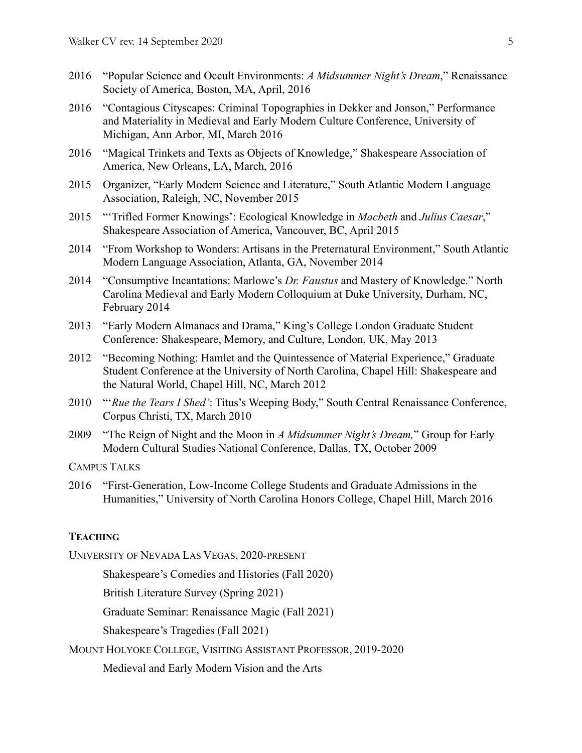2016 "Popular Science and Occult Environments: *A Midsummer Night's Dream*," Renaissance Society of America, Boston, MA, April, 2016

2016 "Contagious Cityscapes: Criminal Topographies in Dekker and Jonson," Performance and Materiality in Medieval and Early Modern Culture Conference, University of Michigan, Ann Arbor, MI, March 2016

2016 "Magical Trinkets and Texts as Objects of Knowledge," Shakespeare Association of America, New Orleans, LA, March, 2016

2015 Organizer, "Early Modern Science and Literature," South Atlantic Modern Language Association, Raleigh, NC, November 2015

2015 "'Trifled Former Knowings': Ecological Knowledge in *Macbeth* and *Julius Caesar*," Shakespeare Association of America, Vancouver, BC, April 2015

2014 "From Workshop to Wonders: Artisans in the Preternatural Environment," South Atlantic Modern Language Association, Atlanta, GA, November 2014

2014 "Consumptive Incantations: Marlowe's *Dr. Faustus* and Mastery of Knowledge." North Carolina Medieval and Early Modern Colloquium at Duke University, Durham, NC, February 2014

2013 "Early Modern Almanacs and Drama," King's College London Graduate Student Conference: Shakespeare, Memory, and Culture, London, UK, May 2013

2012 "Becoming Nothing: Hamlet and the Quintessence of Material Experience," Graduate Student Conference at the University of North Carolina, Chapel Hill: Shakespeare and the Natural World, Chapel Hill, NC, March 2012

2010 "'*Rue the Tears I Shed'*: Titus's Weeping Body," South Central Renaissance Conference, Corpus Christi, TX, March 2010

2009 "The Reign of Night and the Moon in *A Midsummer Night's Dream,*" Group for Early Modern Cultural Studies National Conference, Dallas, TX, October 2009

CAMPUS TALKS

2016 "First-Generation, Low-Income College Students and Graduate Admissions in the Humanities," University of North Carolina Honors College, Chapel Hill, March 2016

## TEACHING

UNIVERSITY OF NEVADA LAS VEGAS, 2020-PRESENT

Shakespeare's Comedies and Histories (Fall 2020)

British Literature Survey (Spring 2021)

Graduate Seminar: Renaissance Magic (Fall 2021)

Shakespeare's Tragedies (Fall 2021)

MOUNT HOLYOKE COLLEGE, VISITING ASSISTANT PROFESSOR, 2019-2020

Medieval and Early Modern Vision and the Arts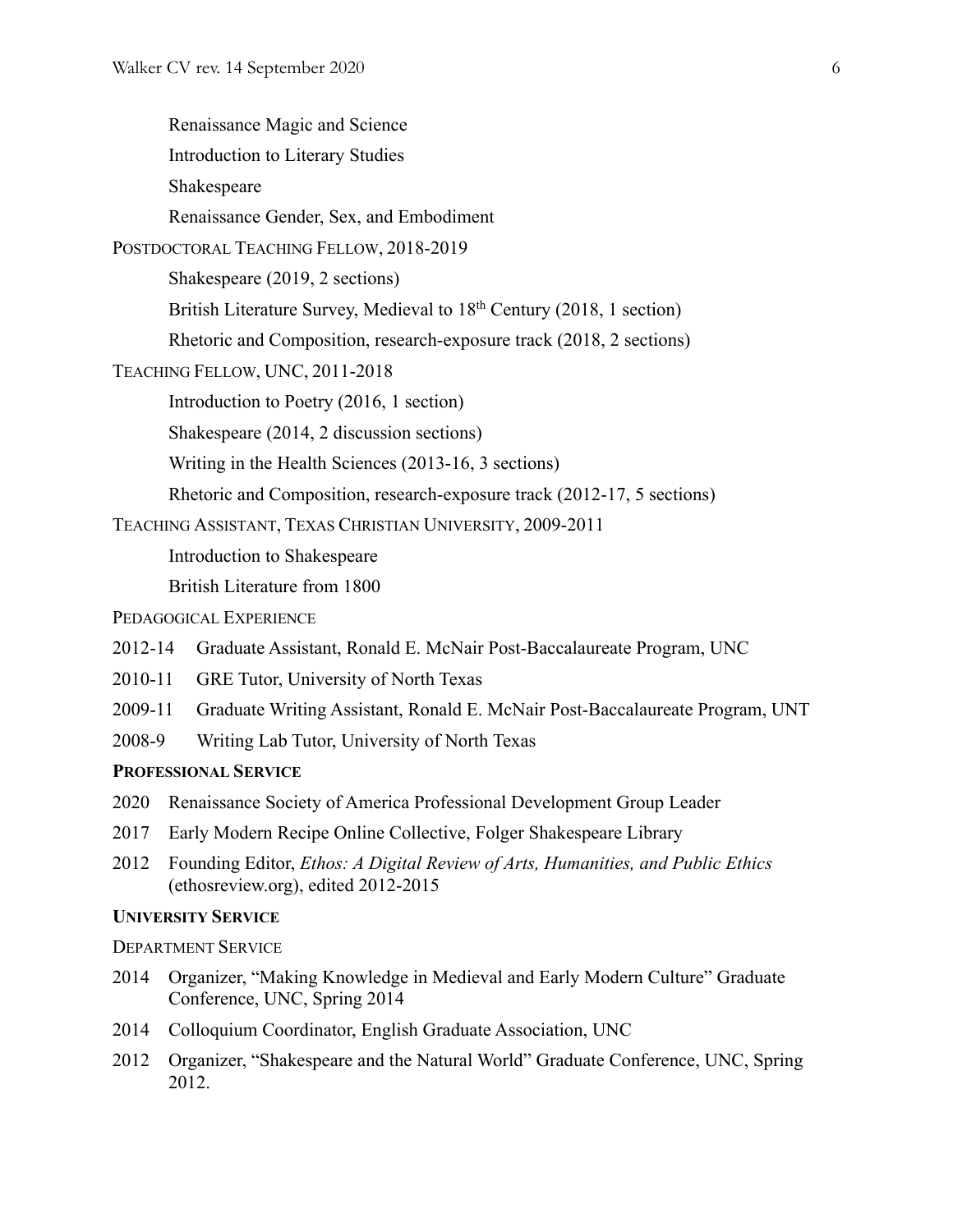Renaissance Magic and Science

Introduction to Literary Studies

Shakespeare

Renaissance Gender, Sex, and Embodiment

POSTDOCTORAL TEACHING FELLOW, 2018-2019

Shakespeare (2019, 2 sections)

British Literature Survey, Medieval to 18th Century (2018, 1 section)

Rhetoric and Composition, research-exposure track (2018, 2 sections)

TEACHING FELLOW, UNC, 2011-2018

Introduction to Poetry (2016, 1 section)

Shakespeare (2014, 2 discussion sections)

Writing in the Health Sciences (2013-16, 3 sections)

Rhetoric and Composition, research-exposure track (2012-17, 5 sections)

TEACHING ASSISTANT, TEXAS CHRISTIAN UNIVERSITY, 2009-2011

Introduction to Shakespeare

British Literature from 1800

PEDAGOGICAL EXPERIENCE

2012-14 Graduate Assistant, Ronald E. McNair Post-Baccalaureate Program, UNC

2010-11 GRE Tutor, University of North Texas

2009-11 Graduate Writing Assistant, Ronald E. McNair Post-Baccalaureate Program, UNT

2008-9 Writing Lab Tutor, University of North Texas

**PROFESSIONAL SERVICE**

2020 Renaissance Society of America Professional Development Group Leader

2017 Early Modern Recipe Online Collective, Folger Shakespeare Library

2012 Founding Editor, *Ethos: A Digital Review of Arts, Humanities, and Public Ethics* (ethosreview.org), edited 2012-2015

**UNIVERSITY SERVICE**

DEPARTMENT SERVICE

2014 Organizer, "Making Knowledge in Medieval and Early Modern Culture" Graduate Conference, UNC, Spring 2014

2014 Colloquium Coordinator, English Graduate Association, UNC

2012 Organizer, "Shakespeare and the Natural World" Graduate Conference, UNC, Spring 2012.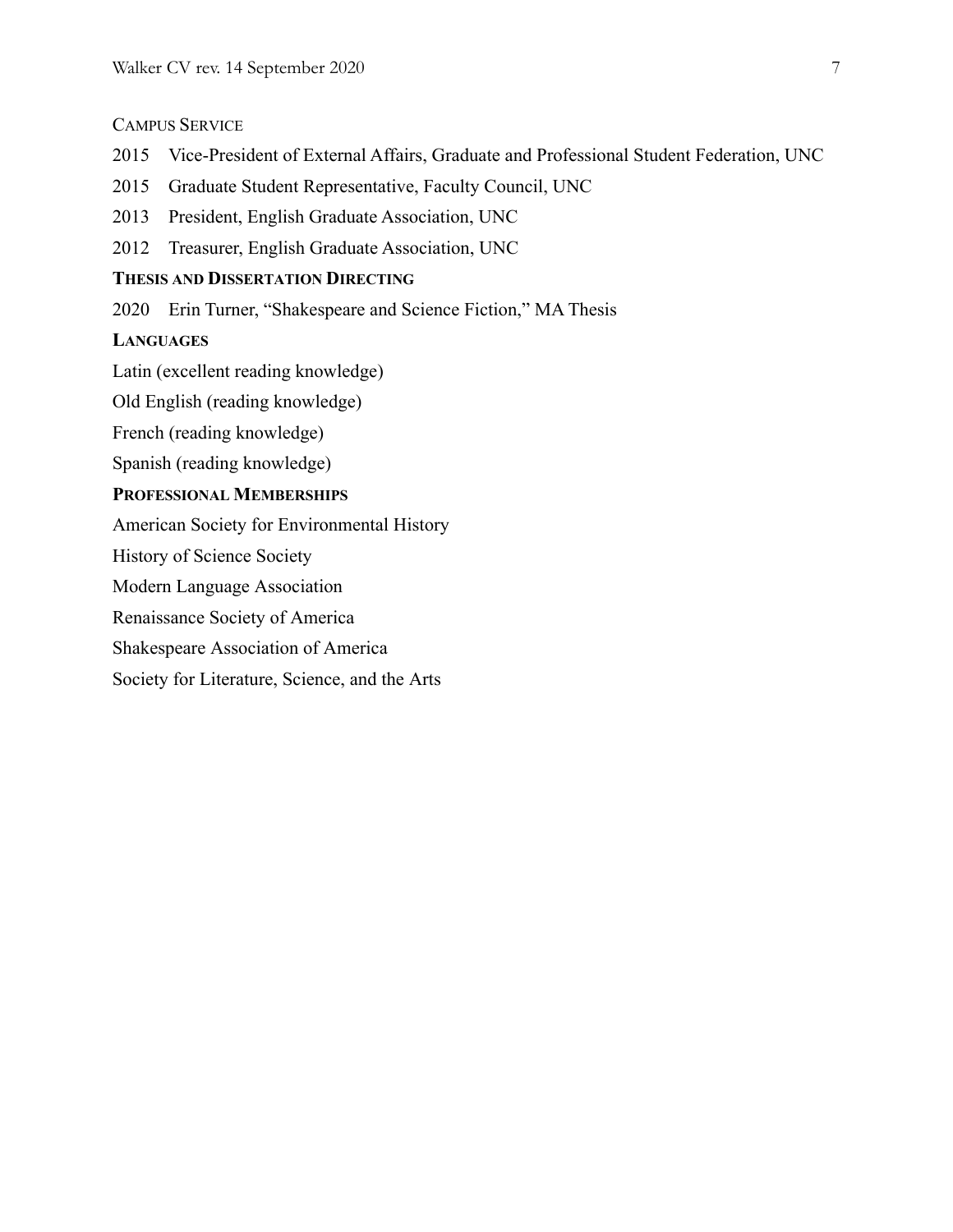### Campus Service

2015 Vice-President of External Affairs, Graduate and Professional Student Federation, UNC

2015 Graduate Student Representative, Faculty Council, UNC

2013 President, English Graduate Association, UNC

2012 Treasurer, English Graduate Association, UNC

## Thesis and Dissertation Directing

2020 Erin Turner, "Shakespeare and Science Fiction," MA Thesis

## Languages

Latin (excellent reading knowledge)

Old English (reading knowledge)

French (reading knowledge)

Spanish (reading knowledge)

## Professional Memberships

American Society for Environmental History

History of Science Society

Modern Language Association

Renaissance Society of America

Shakespeare Association of America

Society for Literature, Science, and the Arts